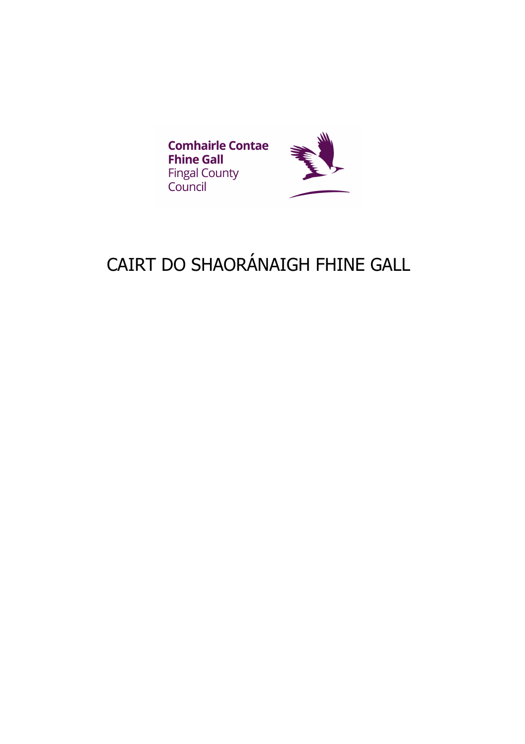Comhairle Contae Fhine Gall
Fingal County Council

# CAIRT DO SHAORÁNAIGH FHINE GALL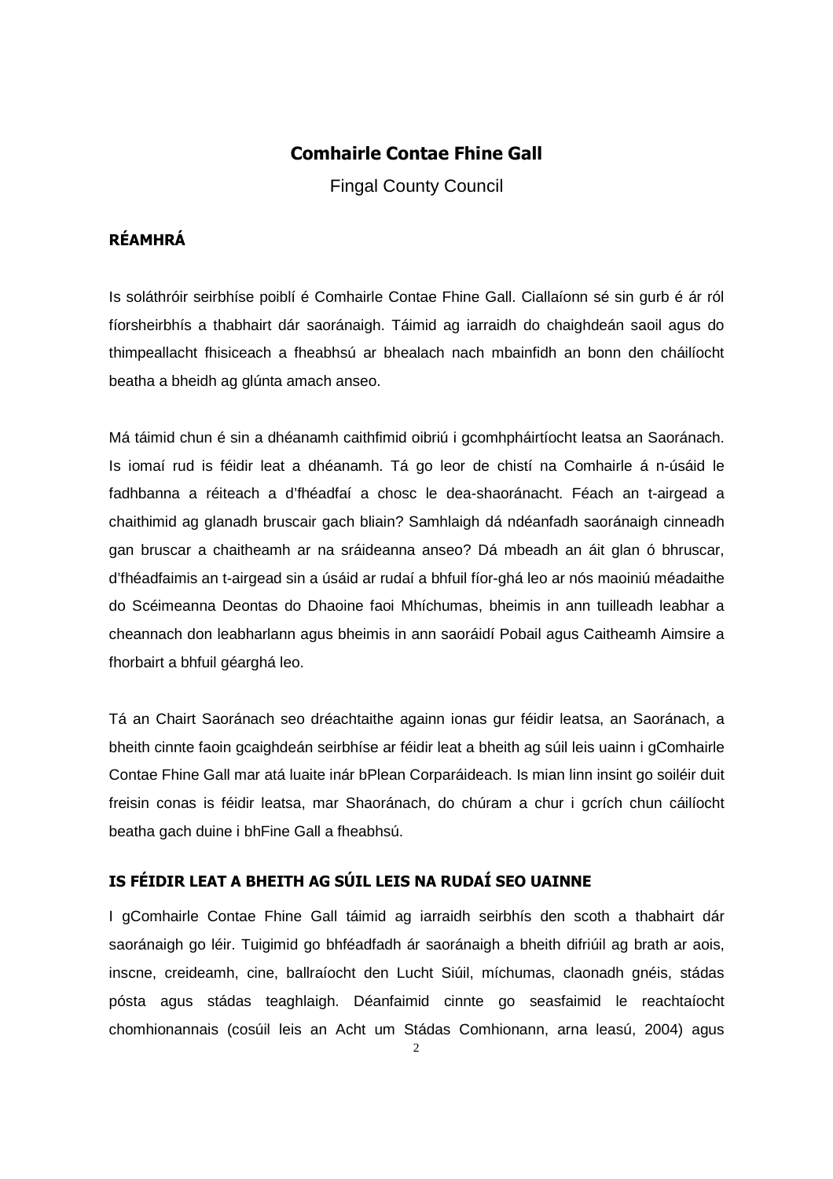# Comhairle Contae Fhine Gall

Fingal County Council

## RÉAMHRÁ

Is soláthróir seirbhíse poiblí é Comhairle Contae Fhine Gall. Ciallaíonn sé sin gurb é ár ról fíorsheirbhís a thabhairt dár saoránaigh. Táimid ag iarraidh do chaighdeán saoil agus do thimpeallacht fhisiceach a fheabhsú ar bhealach nach mbainfidh an bonn den cháilíocht beatha a bheidh ag glúnta amach anseo.

Má táimid chun é sin a dhéanamh caithfimid oibriú i gcomhpháirtíocht leatsa an Saoránach. Is iomaí rud is féidir leat a dhéanamh. Tá go leor de chistí na Comhairle á n-úsáid le fadhbanna a réiteach a d'fhéadfaí a chosc le dea-shaoránacht. Féach an t-airgead a chaithimid ag glanadh bruscair gach bliain? Samhlaigh dá ndéanfadh saoránaigh cinneadh gan bruscar a chaitheamh ar na sráideanna anseo? Dá mbeadh an áit glan ó bhruscar, d'fhéadfaimis an t-airgead sin a úsáid ar rudaí a bhfuil fíor-ghá leo ar nós maoiniú méadaithe do Scéimeanna Deontas do Dhaoine faoi Mhíchumas, bheimis in ann tuilleadh leabhar a cheannach don leabharlann agus bheimis in ann saoráidí Pobail agus Caitheamh Aimsire a fhorbairt a bhfuil géarghá leo.

Tá an Chairt Saoránach seo dréachtaithe againn ionas gur féidir leatsa, an Saoránach, a bheith cinnte faoin gcaighdeán seirbhíse ar féidir leat a bheith ag súil leis uainn i gComhairle Contae Fhine Gall mar atá luaite inár bPlean Corparáideach. Is mian linn insint go soiléir duit freisin conas is féidir leatsa, mar Shaoránach, do chúram a chur i gcrích chun cáilíocht beatha gach duine i bhFine Gall a fheabhsú.

## IS FÉIDIR LEAT A BHEITH AG SÚIL LEIS NA RUDAÍ SEO UAINNE

I gComhairle Contae Fhine Gall táimid ag iarraidh seirbhís den scoth a thabhairt dár saoránaigh go léir. Tuigimid go bhféadfadh ár saoránaigh a bheith difriúil ag brath ar aois, inscne, creideamh, cine, ballraíocht den Lucht Siúil, míchumas, claonadh gnéis, stádas pósta agus stádas teaghlaigh. Déanfaimid cinnte go seasfaimid le reachtaíocht chomhionannais (cosúil leis an Acht um Stádas Comhionann, arna leasú, 2004) agus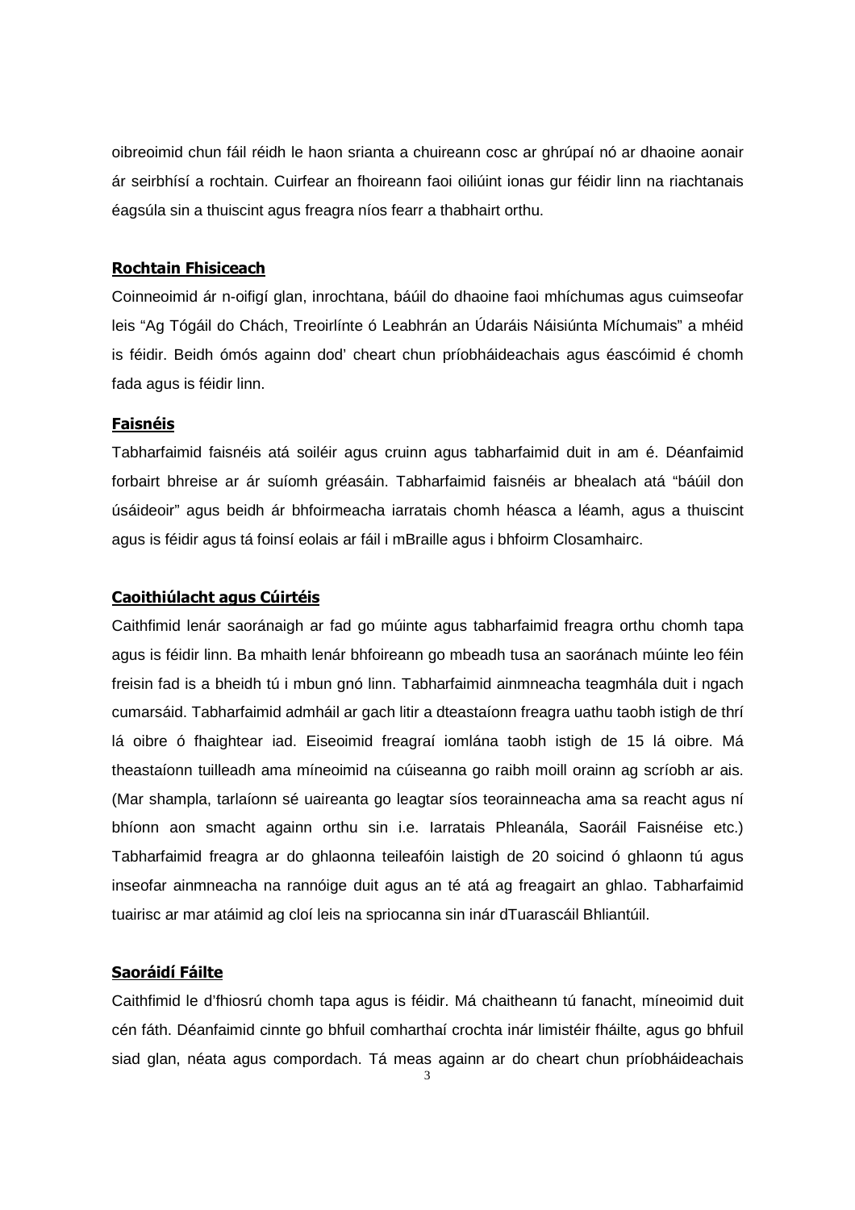oibreoimid chun fáil réidh le haon srianta a chuireann cosc ar ghrúpaí nó ar dhaoine aonair ár seirbhísí a rochtain. Cuirfear an fhoireann faoi oiliúint ionas gur féidir linn na riachtanais éagsúla sin a thuiscint agus freagra níos fearr a thabhairt orthu.

**Rochtain Fhisiceach**

Coinneoimid ár n-oifigí glan, inrochtana, báúil do dhaoine faoi mhíchumas agus cuimseofar leis "Ag Tógáil do Chách, Treoirlínte ó Leabhrán an Údaráis Náisiúnta Míchumais" a mhéid is féidir. Beidh ómós againn dod' cheart chun príobháideachais agus éascóimid é chomh fada agus is féidir linn.

**Faisnéis**

Tabharfaimid faisnéis atá soiléir agus cruinn agus tabharfaimid duit in am é. Déanfaimid forbairt bhreise ar ár suíomh gréasáin. Tabharfaimid faisnéis ar bhealach atá "báúil don úsáideoir" agus beidh ár bhfoirmeacha iarratais chomh héasca a léamh, agus a thuiscint agus is féidir agus tá foinsí eolais ar fáil i mBraille agus i bhfoirm Closamhairc.

**Caoithiúlacht agus Cúirtéis**

Caithfimid lenár saoránaigh ar fad go múinte agus tabharfaimid freagra orthu chomh tapa agus is féidir linn. Ba mhaith lenár bhfoireann go mbeadh tusa an saoránach múinte leo féin freisin fad is a bheidh tú i mbun gnó linn. Tabharfaimid ainmneacha teagmhála duit i ngach cumarsáid. Tabharfaimid admháil ar gach litir a dteastaíonn freagra uathu taobh istigh de thrí lá oibre ó fhaightear iad. Eiseoimid freagraí iomlána taobh istigh de 15 lá oibre. Má theastaíonn tuilleadh ama míneoimid na cúiseanna go raibh moill orainn ag scríobh ar ais. (Mar shampla, tarlaíonn sé uaireanta go leagtar síos teorainneacha ama sa reacht agus ní bhíonn aon smacht againn orthu sin i.e. Iarratais Phleanála, Saoráil Faisnéise etc.) Tabharfaimid freagra ar do ghlaonna teileafóin laistigh de 20 soicind ó ghlaonn tú agus inseofar ainmneacha na rannóige duit agus an té atá ag freagairt an ghlao. Tabharfaimid tuairisc ar mar atáimid ag cloí leis na spriocanna sin inár dTuarascáil Bhliantúil.

**Saoráidí Fáilte**

Caithfimid le d'fhiosrú chomh tapa agus is féidir. Má chaitheann tú fanacht, míneoimid duit cén fáth. Déanfaimid cinnte go bhfuil comharthaí crochta inár limistéir fháilte, agus go bhfuil siad glan, néata agus compordach. Tá meas againn ar do cheart chun príobháideachais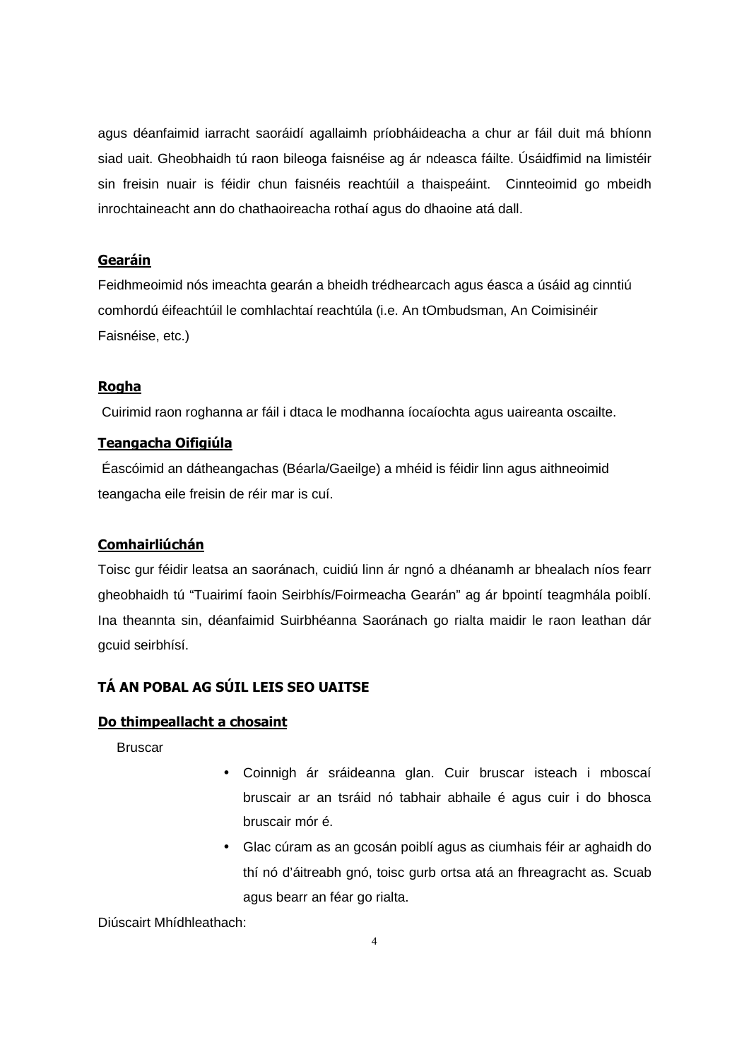agus déanfaimid iarracht saoráidí agallaimh príobháideacha a chur ar fáil duit má bhíonn siad uait. Gheobhaidh tú raon bileoga faisnéise ag ár ndeasca fáilte. Úsáidfimid na limistéir sin freisin nuair is féidir chun faisnéis reachtúil a thaispeáint. Cinnteoimid go mbeidh inrochtaineacht ann do chathaoireacha rothaí agus do dhaoine atá dall.

**Gearáin**

Feidhmeoimid nós imeachta gearán a bheidh trédhearcach agus éasca a úsáid ag cinntiú comhordú éifeachtúil le comhlachtaí reachtúla (i.e. An tOmbudsman, An Coimisinéir Faisnéise, etc.)

**Rogha**

Cuirimid raon roghanna ar fáil i dtaca le modhanna íocaíochta agus uaireanta oscailte.

**Teangacha Oifigiúla**

Éascóimid an dátheangachas (Béarla/Gaeilge) a mhéid is féidir linn agus aithneoimid teangacha eile freisin de réir mar is cuí.

**Comhairliúchán**

Toisc gur féidir leatsa an saoránach, cuidiú linn ár ngnó a dhéanamh ar bhealach níos fearr gheobhaidh tú "Tuairimí faoin Seirbhís/Foirmeacha Gearán" ag ár bpointí teagmhála poiblí. Ina theannta sin, déanfaimid Suirbhéanna Saoránach go rialta maidir le raon leathan dár gcuid seirbhísí.

## TÁ AN POBAL AG SÚIL LEIS SEO UAITSE

**Do thimpeallacht a chosaint**

Bruscar

- Coinnigh ár sráideanna glan. Cuir bruscar isteach i mboscaí bruscair ar an tsráid nó tabhair abhaile é agus cuir i do bhosca bruscair mór é.
- Glac cúram as an gcosán poiblí agus as ciumhais féir ar aghaidh do thí nó d'áitreabh gnó, toisc gurb ortsa atá an fhreagracht as. Scuab agus bearr an féar go rialta.

Diúscairt Mhídhleathach: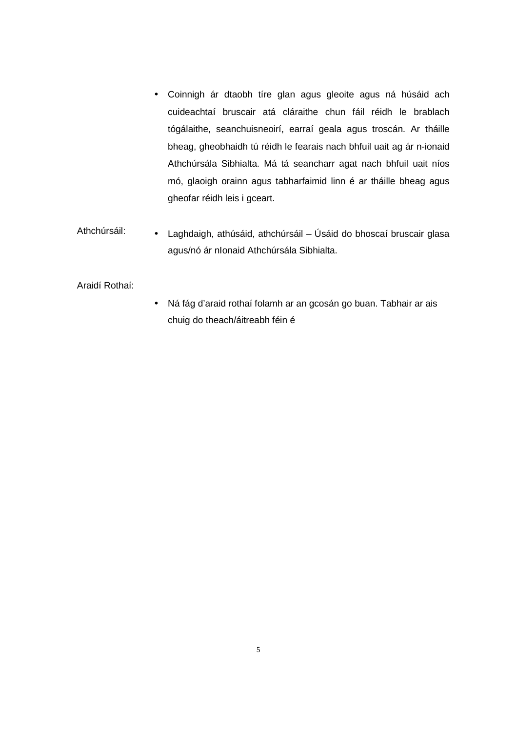- Coinnigh ár dtaobh tíre glan agus gleoite agus ná húsáid ach cuideachtaí bruscair atá cláraithe chun fáil réidh le brablach tógálaithe, seanchuisneoirí, earraí geala agus troscán. Ar tháille bheag, gheobhaidh tú réidh le fearais nach bhfuil uait ag ár n-ionaid Athchúrsála Sibhialta. Má tá seancharr agat nach bhfuil uait níos mó, glaoigh orainn agus tabharfaimid linn é ar tháille bheag agus gheofar réidh leis i gceart.

Athchúrsáil:

- Laghdaigh, athúsáid, athchúrsáil – Úsáid do bhoscaí bruscair glasa agus/nó ár nIonaid Athchúrsála Sibhialta.

Araidí Rothaí:

- Ná fág d'araid rothaí folamh ar an gcosán go buan. Tabhair ar ais chuig do theach/áitreabh féin é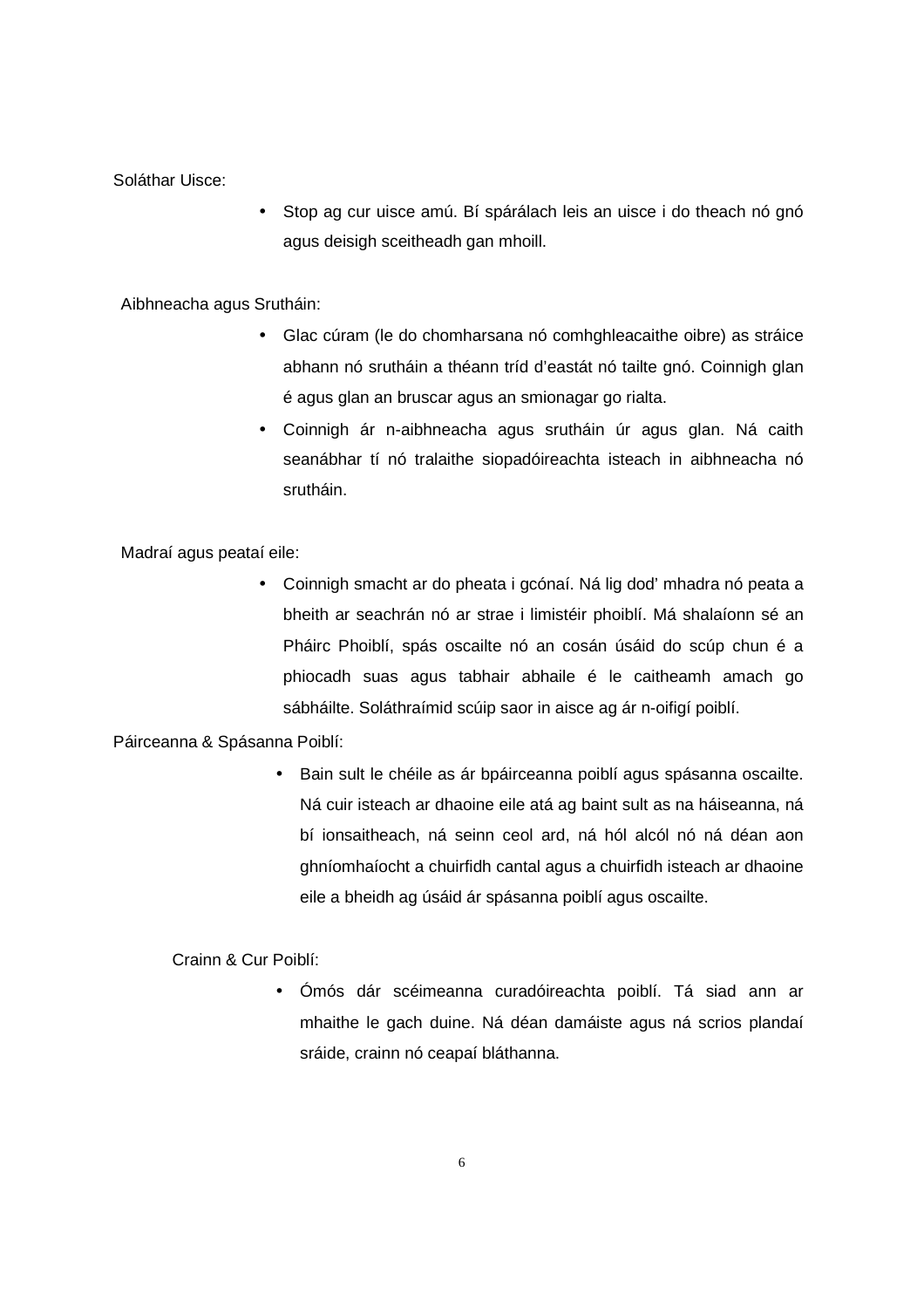Soláthar Uisce:

- Stop ag cur uisce amú. Bí spárálach leis an uisce i do theach nó gnó agus deisigh sceitheadh gan mhoill.

Aibhneacha agus Srutháin:

- Glac cúram (le do chomharsana nó comhghleacaithe oibre) as stráice abhann nó srutháin a théann tríd d'eastát nó tailte gnó. Coinnigh glan é agus glan an bruscar agus an smionagar go rialta.
- Coinnigh ár n-aibhneacha agus srutháin úr agus glan. Ná caith seanábhar tí nó tralaithe siopadóireachta isteach in aibhneacha nó srutháin.

Madraí agus peataí eile:

- Coinnigh smacht ar do pheata i gcónaí. Ná lig dod' mhadra nó peata a bheith ar seachrán nó ar strae i limistéir phoiblí. Má shalaíonn sé an Pháirc Phoiblí, spás oscailte nó an cosán úsáid do scúp chun é a phiocadh suas agus tabhair abhaile é le caitheamh amach go sábháilte. Soláthraímid scúip saor in aisce ag ár n-oifigí poiblí.

Páirceanna & Spásanna Poiblí:

- Bain sult le chéile as ár bpáirceanna poiblí agus spásanna oscailte. Ná cuir isteach ar dhaoine eile atá ag baint sult as na háiseanna, ná bí ionsaitheach, ná seinn ceol ard, ná hól alcól nó ná déan aon ghníomhaíocht a chuirfidh cantal agus a chuirfidh isteach ar dhaoine eile a bheidh ag úsáid ár spásanna poiblí agus oscailte.

Crainn & Cur Poiblí:

- Ómós dár scéimeanna curadóireachta poiblí. Tá siad ann ar mhaithe le gach duine. Ná déan damáiste agus ná scrios plandaí sráide, crainn nó ceapaí bláthanna.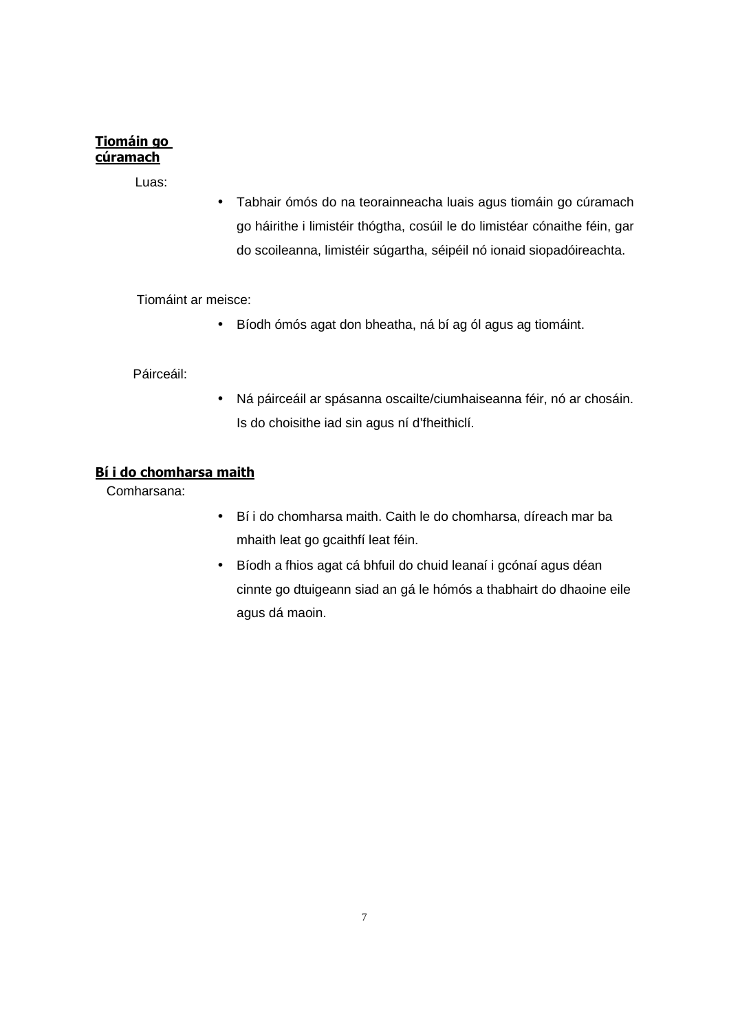**Tiomáin go cúramach**

Luas:

- Tabhair ómós do na teorainneacha luais agus tiomáin go cúramach go háirithe i limistéir thógtha, cosúil le do limistéar cónaithe féin, gar do scoileanna, limistéir súgartha, séipéil nó ionaid siopadóireachta.

Tiomáint ar meisce:

- Bíodh ómós agat don bheatha, ná bí ag ól agus ag tiomáint.

Páirceáil:

- Ná páirceáil ar spásanna oscailte/ciumhaiseanna féir, nó ar chosáin. Is do choisithe iad sin agus ní d'fheithiclí.

**Bí i do chomharsa maith**

Comharsana:

- Bí i do chomharsa maith. Caith le do chomharsa, díreach mar ba mhaith leat go gcaithfí leat féin.
- Bíodh a fhios agat cá bhfuil do chuid leanaí i gcónaí agus déan cinnte go dtuigeann siad an gá le hómós a thabhairt do dhaoine eile agus dá maoin.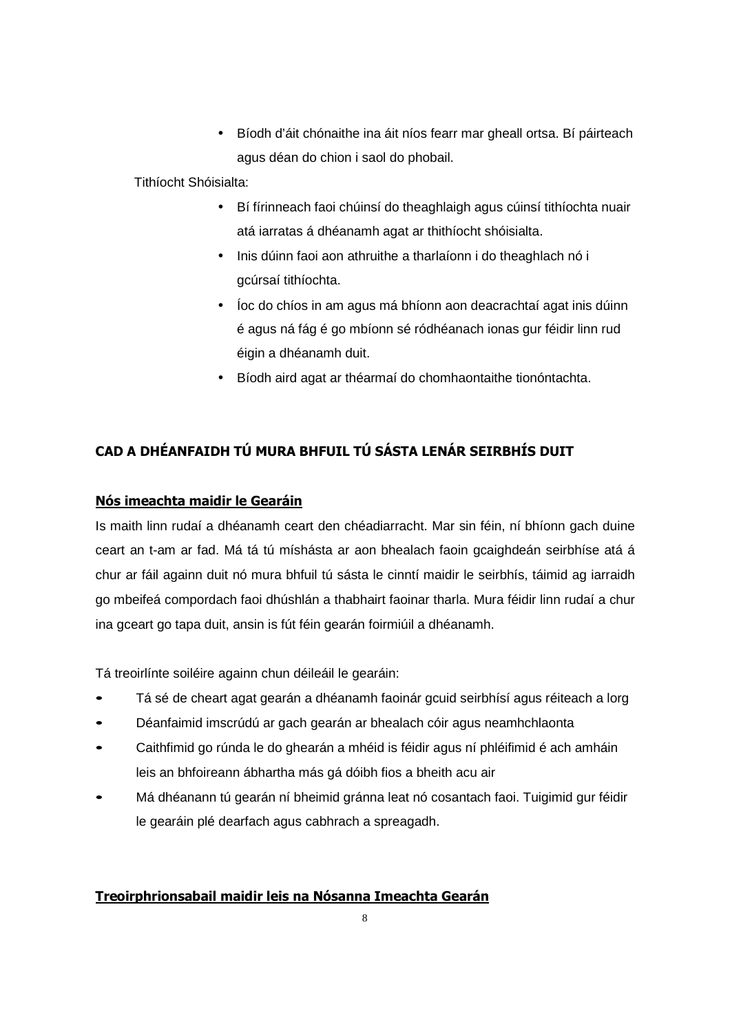- Bíodh d'áit chónaithe ina áit níos fearr mar gheall ortsa. Bí páirteach agus déan do chion i saol do phobail.

Tithíocht Shóisialta:

- Bí fírinneach faoi chúinsí do theaghlaigh agus cúinsí tithíochta nuair atá iarratas á dhéanamh agat ar thithíocht shóisialta.
- Inis dúinn faoi aon athruithe a tharlaíonn i do theaghlach nó i gcúrsaí tithíochta.
- Íoc do chíos in am agus má bhíonn aon deacrachtaí agat inis dúinn é agus ná fág é go mbíonn sé ródhéanach ionas gur féidir linn rud éigin a dhéanamh duit.
- Bíodh aird agat ar théarmaí do chomhaontaithe tionóntachta.

## CAD A DHÉANFAIDH TÚ MURA BHFUIL TÚ SÁSTA LENÁR SEIRBHÍS DUIT

### Nós imeachta maidir le Gearáin

Is maith linn rudaí a dhéanamh ceart den chéadiarracht. Mar sin féin, ní bhíonn gach duine ceart an t-am ar fad. Má tá tú míshásta ar aon bhealach faoin gcaighdeán seirbhíse atá á chur ar fáil againn duit nó mura bhfuil tú sásta le cinntí maidir le seirbhís, táimid ag iarraidh go mbeifeá compordach faoi dhúshlán a thabhairt faoinar tharla. Mura féidir linn rudaí a chur ina gceart go tapa duit, ansin is fút féin gearán foirmiúil a dhéanamh.

Tá treoirlínte soiléire againn chun déileáil le gearáin:

- Tá sé de cheart agat gearán a dhéanamh faoinár gcuid seirbhísí agus réiteach a lorg
- Déanfaimid imscrúdú ar gach gearán ar bhealach cóir agus neamhchlaonta
- Caithfimid go rúnda le do ghearán a mhéid is féidir agus ní phléifimid é ach amháin leis an bhfoireann ábhartha más gá dóibh fios a bheith acu air
- Má dhéanann tú gearán ní bheimid gránna leat nó cosantach faoi. Tuigimid gur féidir le gearáin plé dearfach agus cabhrach a spreagadh.

### Treoirphrionsabail maidir leis na Nósanna Imeachta Gearán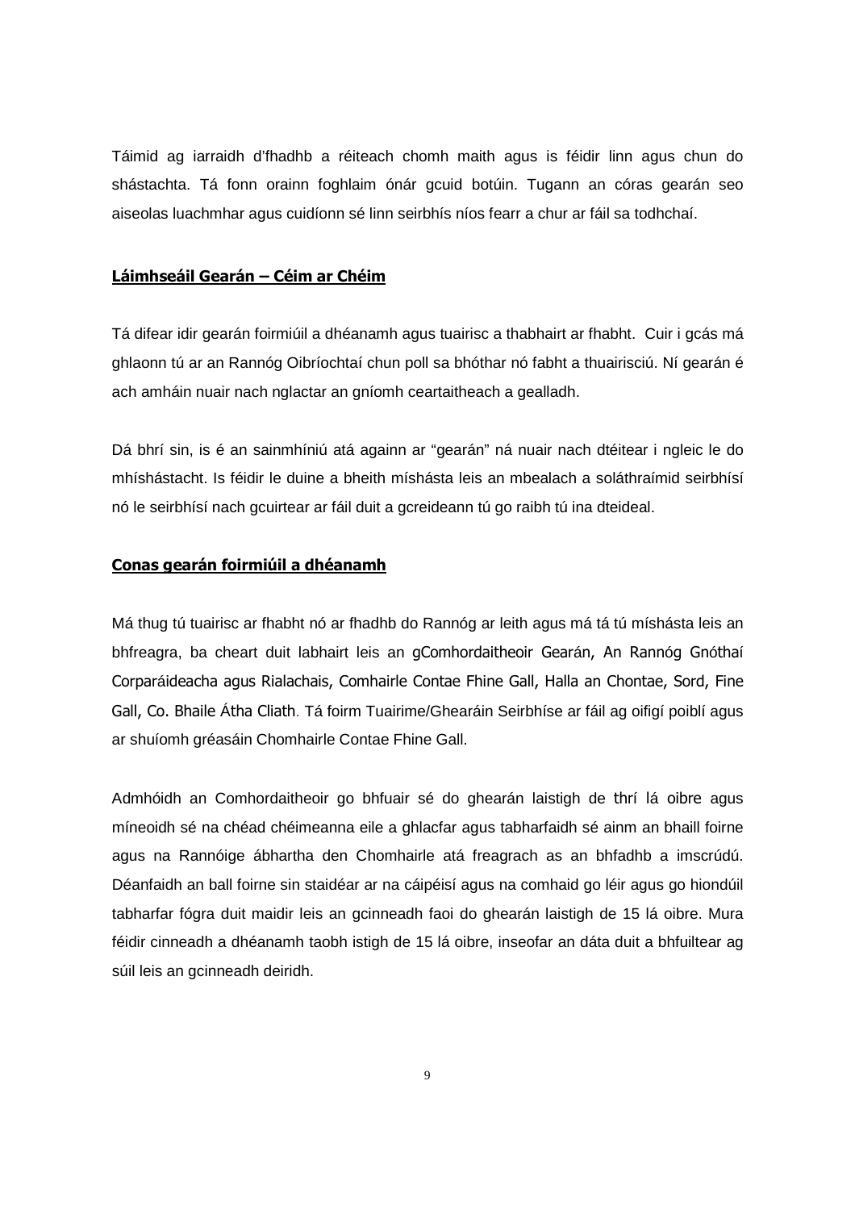Táimid ag iarraidh d'fhadhb a réiteach chomh maith agus is féidir linn agus chun do shástachta. Tá fonn orainn foghlaim ónár gcuid botúin. Tugann an córas gearán seo aiseolas luachmhar agus cuidíonn sé linn seirbhís níos fearr a chur ar fáil sa todhchaí.

## Láimhseáil Gearán – Céim ar Chéim

Tá difear idir gearán foirmiúil a dhéanamh agus tuairisc a thabhairt ar fhabht. Cuir i gcás má ghlaonn tú ar an Rannóg Oibríochtaí chun poll sa bhóthar nó fabht a thuairisciú. Ní gearán é ach amháin nuair nach nglactar an gníomh ceartaitheach a gealladh.

Dá bhrí sin, is é an sainmhíniú atá againn ar "gearán" ná nuair nach dtéitear i ngleic le do mhíshástacht. Is féidir le duine a bheith míshásta leis an mbealach a soláthraímid seirbhísí nó le seirbhísí nach gcuirtear ar fáil duit a gcreideann tú go raibh tú ina dteideal.

## Conas gearán foirmiúil a dhéanamh

Má thug tú tuairisc ar fhabht nó ar fhadhb do Rannóg ar leith agus má tá tú míshásta leis an bhfreagra, ba cheart duit labhairt leis an gComhordaitheoir Gearán, An Rannóg Gnóthaí Corparáideacha agus Rialachais, Comhairle Contae Fhine Gall, Halla an Chontae, Sord, Fine Gall, Co. Bhaile Átha Cliath. Tá foirm Tuairime/Ghearáin Seirbhíse ar fáil ag oifigí poiblí agus ar shuíomh gréasáin Chomhairle Contae Fhine Gall.

Admhóidh an Comhordaitheoir go bhfuair sé do ghearán laistigh de thrí lá oibre agus míneoidh sé na chéad chéimeanna eile a ghlacfar agus tabharfaidh sé ainm an bhaill foirne agus na Rannóige ábhartha den Chomhairle atá freagrach as an bhfadhb a imscrúdú. Déanfaidh an ball foirne sin staidéar ar na cáipéisí agus na comhaid go léir agus go hiondúil tabharfar fógra duit maidir leis an gcinneadh faoi do ghearán laistigh de 15 lá oibre. Mura féidir cinneadh a dhéanamh taobh istigh de 15 lá oibre, inseofar an dáta duit a bhfuiltear ag súil leis an gcinneadh deiridh.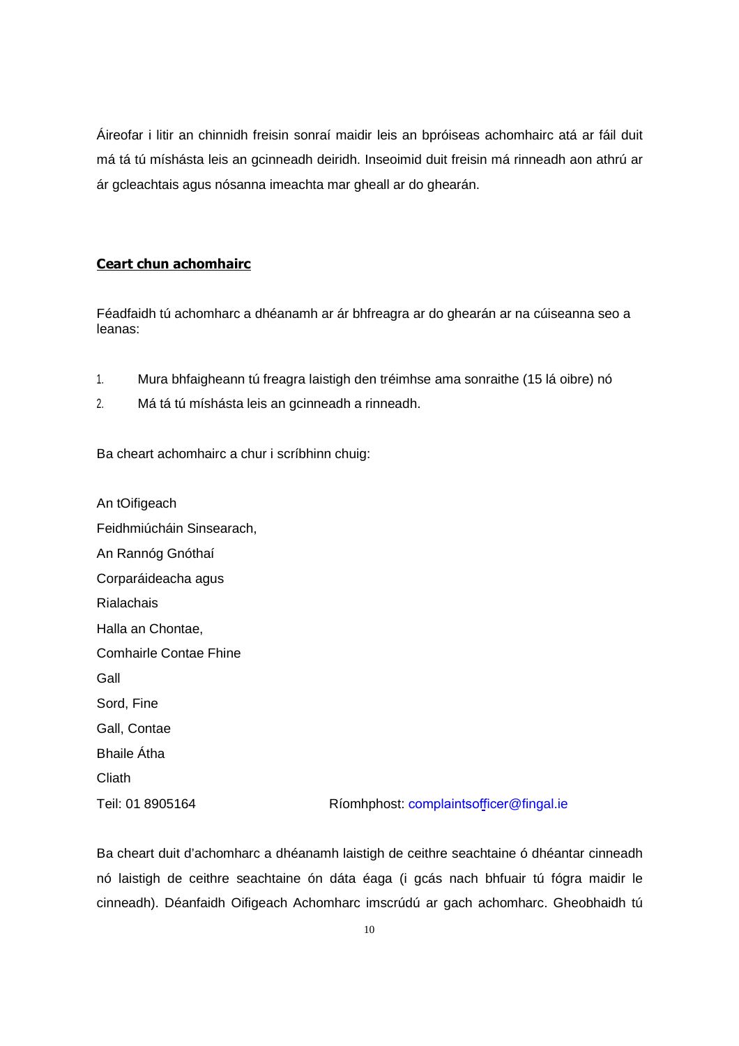Áireofar i litir an chinnidh freisin sonraí maidir leis an bpróiseas achomhairc atá ar fáil duit má tá tú míshásta leis an gcinneadh deiridh. Inseoimid duit freisin má rinneadh aon athrú ar ár gcleachtais agus nósanna imeachta mar gheall ar do ghearán.

## Ceart chun achomhairc

Féadfaidh tú achomharc a dhéanamh ar ár bhfreagra ar do ghearán ar na cúiseanna seo a leanas:

1. Mura bhfaigheann tú freagra laistigh den tréimhse ama sonraithe (15 lá oibre) nó
2. Má tá tú míshásta leis an gcinneadh a rinneadh.

Ba cheart achomhairc a chur i scríbhinn chuig:

An tOifigeach
Feidhmiúcháin Sinsearach,
An Rannóg Gnóthaí
Corparáideacha agus
Rialachais
Halla an Chontae,
Comhairle Contae Fhine
Gall
Sord, Fine
Gall, Contae
Bhaile Átha
Cliath
Teil: 01 8905164 Ríomhphost: complaintsofficer@fingal.ie

Ba cheart duit d'achomharc a dhéanamh laistigh de cheithre seachtaine ó dhéantar cinneadh nó laistigh de cheithre seachtaine ón dáta éaga (i gcás nach bhfuair tú fógra maidir le cinneadh). Déanfaidh Oifigeach Achomharc imscrúdú ar gach achomharc. Gheobhaidh tú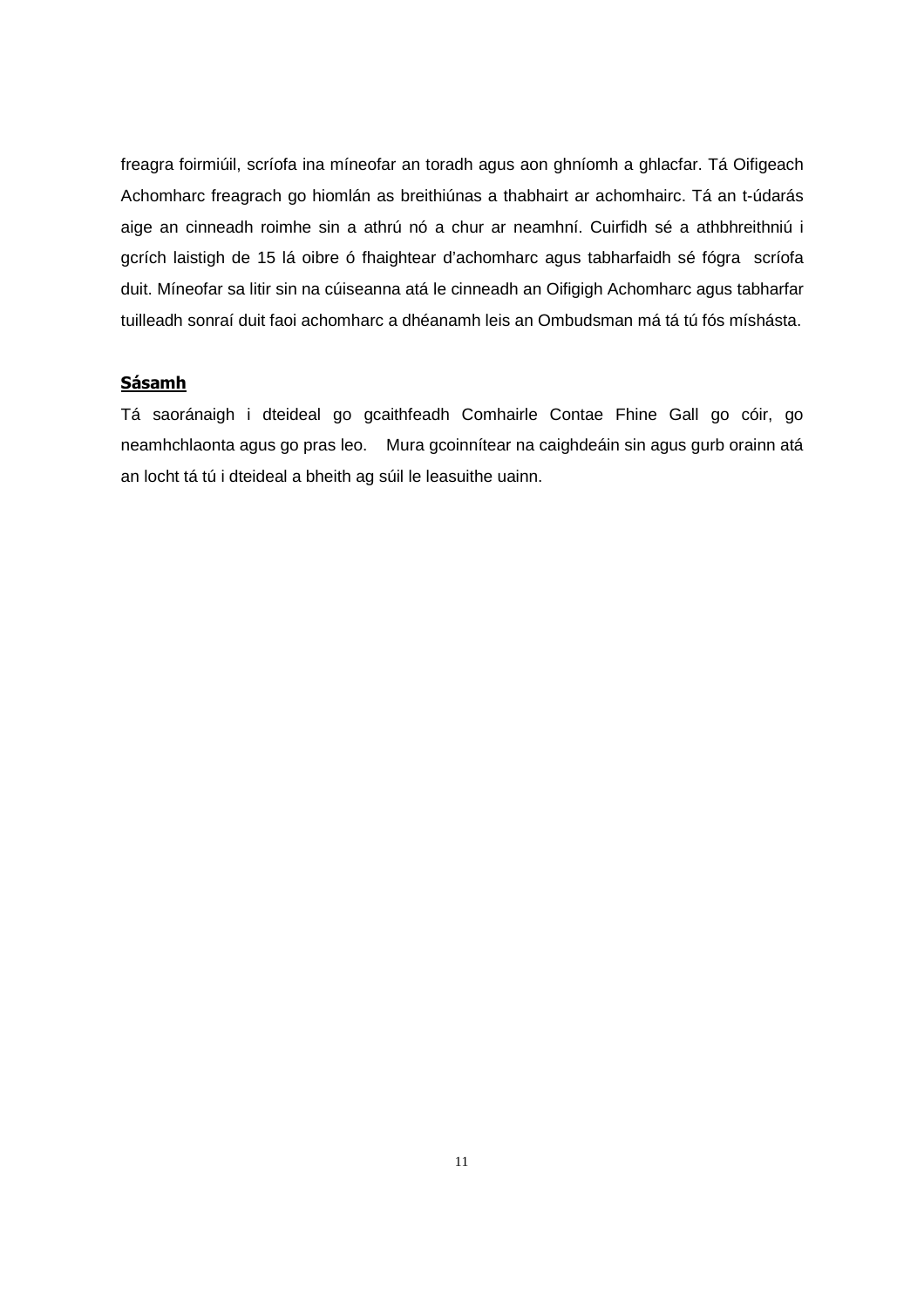freagra foirmiúil, scríofa ina míneofar an toradh agus aon ghníomh a ghlacfar. Tá Oifigeach Achomharc freagrach go hiomlán as breithiúnas a thabhairt ar achomhairc. Tá an t-údarás aige an cinneadh roimhe sin a athrú nó a chur ar neamhní. Cuirfidh sé a athbhreithniú i gcrích laistigh de 15 lá oibre ó fhaightear d'achomharc agus tabharfaidh sé fógra scríofa duit. Míneofar sa litir sin na cúiseanna atá le cinneadh an Oifigigh Achomharc agus tabharfar tuilleadh sonraí duit faoi achomharc a dhéanamh leis an Ombudsman má tá tú fós míshásta.

**Sásamh**

Tá saoránaigh i dteideal go gcaithfeadh Comhairle Contae Fhine Gall go cóir, go neamhchlaonta agus go pras leo. Mura gcoinnítear na caighdeáin sin agus gurb orainn atá an locht tá tú i dteideal a bheith ag súil le leasuithe uainn.